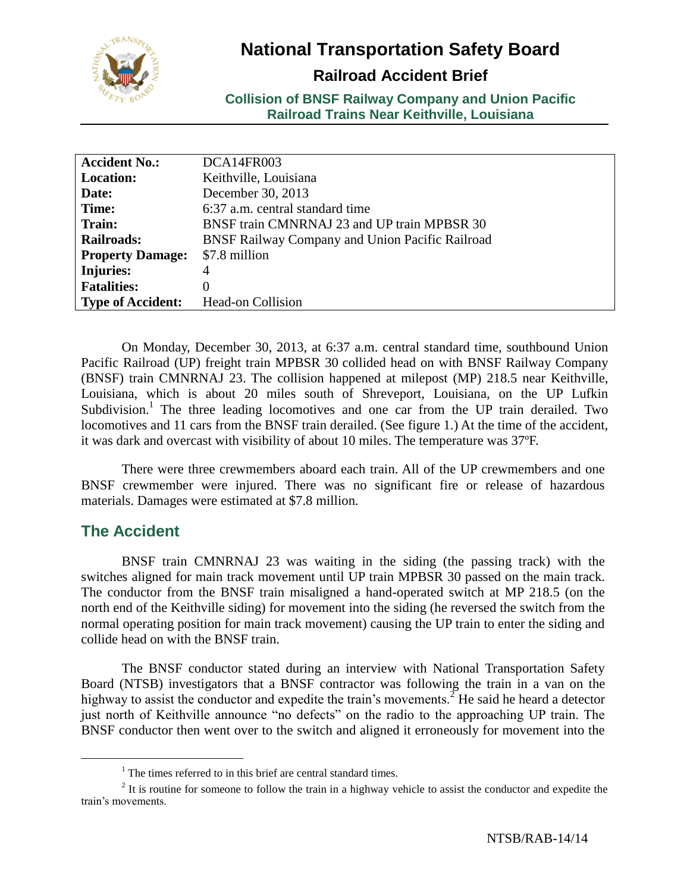# National Transportation Safety Board

## Railroad Accident Brief

### Collision of BNSF Railway Company and Union Pacific Railroad Trains Near Keithville, Louisiana

| | |
|---|---|
| **Accident No.:** | DCA14FR003 |
| **Location:** | Keithville, Louisiana |
| **Date:** | December 30, 2013 |
| **Time:** | 6:37 a.m. central standard time |
| **Train:** | BNSF train CMNRNAJ 23 and UP train MPBSR 30 |
| **Railroads:** | BNSF Railway Company and Union Pacific Railroad |
| **Property Damage:** | $7.8 million |
| **Injuries:** | 4 |
| **Fatalities:** | 0 |
| **Type of Accident:** | Head-on Collision |

On Monday, December 30, 2013, at 6:37 a.m. central standard time, southbound Union Pacific Railroad (UP) freight train MPBSR 30 collided head on with BNSF Railway Company (BNSF) train CMNRNAJ 23. The collision happened at milepost (MP) 218.5 near Keithville, Louisiana, which is about 20 miles south of Shreveport, Louisiana, on the UP Lufkin Subdivision.[1] The three leading locomotives and one car from the UP train derailed. Two locomotives and 11 cars from the BNSF train derailed. (See figure 1.) At the time of the accident, it was dark and overcast with visibility of about 10 miles. The temperature was 37ºF.

There were three crewmembers aboard each train. All of the UP crewmembers and one BNSF crewmember were injured. There was no significant fire or release of hazardous materials. Damages were estimated at $7.8 million.

## The Accident

BNSF train CMNRNAJ 23 was waiting in the siding (the passing track) with the switches aligned for main track movement until UP train MPBSR 30 passed on the main track. The conductor from the BNSF train misaligned a hand-operated switch at MP 218.5 (on the north end of the Keithville siding) for movement into the siding (he reversed the switch from the normal operating position for main track movement) causing the UP train to enter the siding and collide head on with the BNSF train.

The BNSF conductor stated during an interview with National Transportation Safety Board (NTSB) investigators that a BNSF contractor was following the train in a van on the highway to assist the conductor and expedite the train's movements.[2] He said he heard a detector just north of Keithville announce "no defects" on the radio to the approaching UP train. The BNSF conductor then went over to the switch and aligned it erroneously for movement into the

[1] The times referred to in this brief are central standard times.

[2] It is routine for someone to follow the train in a highway vehicle to assist the conductor and expedite the train's movements.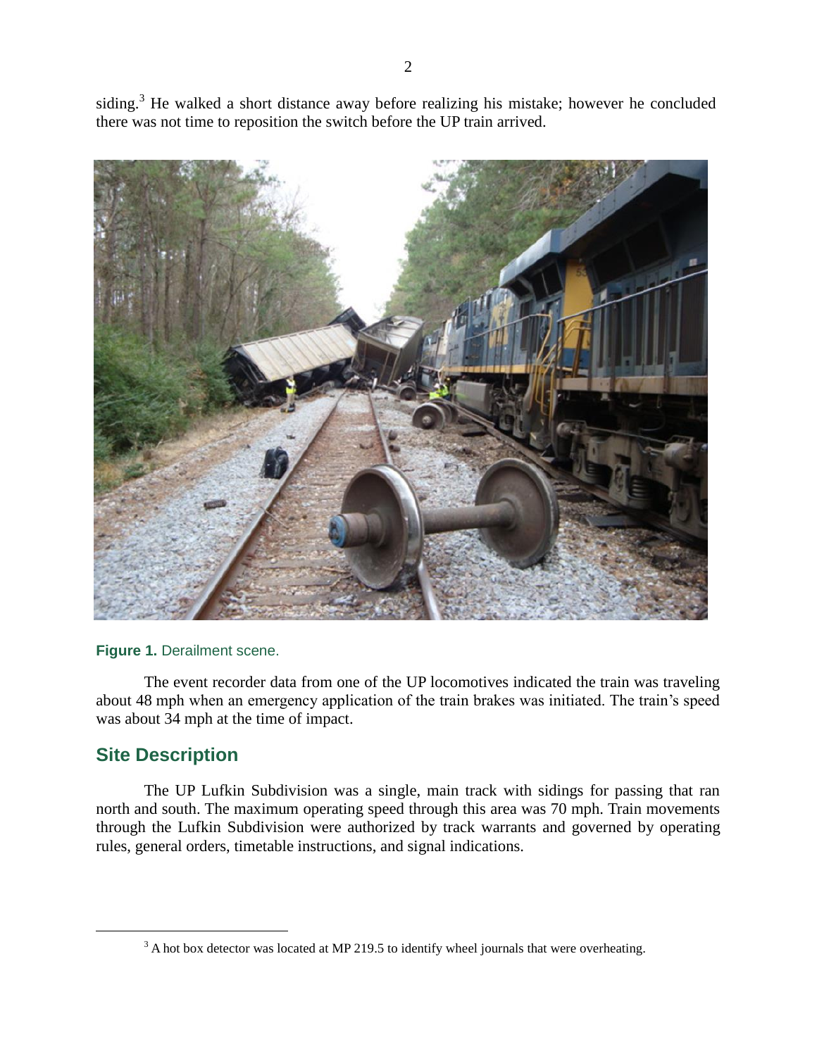siding.[3] He walked a short distance away before realizing his mistake; however he concluded there was not time to reposition the switch before the UP train arrived.

**Figure 1.** Derailment scene.

The event recorder data from one of the UP locomotives indicated the train was traveling about 48 mph when an emergency application of the train brakes was initiated. The train's speed was about 34 mph at the time of impact.

## Site Description

The UP Lufkin Subdivision was a single, main track with sidings for passing that ran north and south. The maximum operating speed through this area was 70 mph. Train movements through the Lufkin Subdivision were authorized by track warrants and governed by operating rules, general orders, timetable instructions, and signal indications.

[3] A hot box detector was located at MP 219.5 to identify wheel journals that were overheating.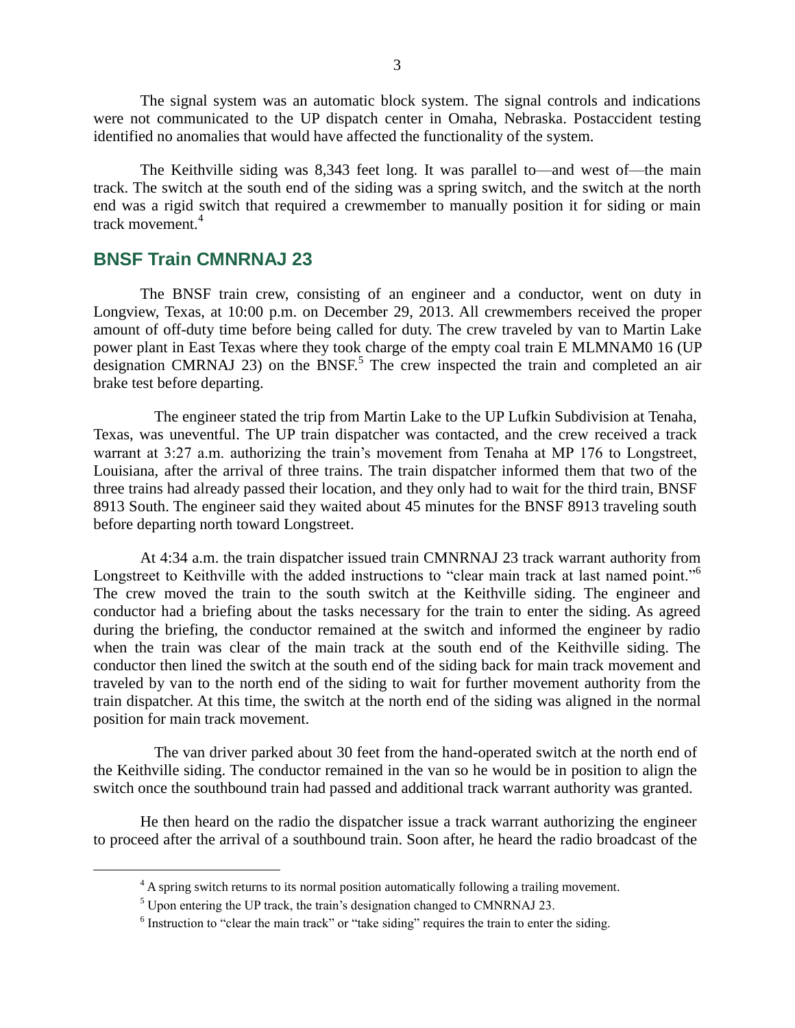The signal system was an automatic block system. The signal controls and indications were not communicated to the UP dispatch center in Omaha, Nebraska. Postaccident testing identified no anomalies that would have affected the functionality of the system.

The Keithville siding was 8,343 feet long. It was parallel to—and west of—the main track. The switch at the south end of the siding was a spring switch, and the switch at the north end was a rigid switch that required a crewmember to manually position it for siding or main track movement.[4]

## BNSF Train CMNRNAJ 23

The BNSF train crew, consisting of an engineer and a conductor, went on duty in Longview, Texas, at 10:00 p.m. on December 29, 2013. All crewmembers received the proper amount of off-duty time before being called for duty. The crew traveled by van to Martin Lake power plant in East Texas where they took charge of the empty coal train E MLMNAM0 16 (UP designation CMRNAJ 23) on the BNSF.[5] The crew inspected the train and completed an air brake test before departing.

The engineer stated the trip from Martin Lake to the UP Lufkin Subdivision at Tenaha, Texas, was uneventful. The UP train dispatcher was contacted, and the crew received a track warrant at 3:27 a.m. authorizing the train's movement from Tenaha at MP 176 to Longstreet, Louisiana, after the arrival of three trains. The train dispatcher informed them that two of the three trains had already passed their location, and they only had to wait for the third train, BNSF 8913 South. The engineer said they waited about 45 minutes for the BNSF 8913 traveling south before departing north toward Longstreet.

At 4:34 a.m. the train dispatcher issued train CMNRNAJ 23 track warrant authority from Longstreet to Keithville with the added instructions to "clear main track at last named point."[6] The crew moved the train to the south switch at the Keithville siding. The engineer and conductor had a briefing about the tasks necessary for the train to enter the siding. As agreed during the briefing, the conductor remained at the switch and informed the engineer by radio when the train was clear of the main track at the south end of the Keithville siding. The conductor then lined the switch at the south end of the siding back for main track movement and traveled by van to the north end of the siding to wait for further movement authority from the train dispatcher. At this time, the switch at the north end of the siding was aligned in the normal position for main track movement.

The van driver parked about 30 feet from the hand-operated switch at the north end of the Keithville siding. The conductor remained in the van so he would be in position to align the switch once the southbound train had passed and additional track warrant authority was granted.

He then heard on the radio the dispatcher issue a track warrant authorizing the engineer to proceed after the arrival of a southbound train. Soon after, he heard the radio broadcast of the

[4] A spring switch returns to its normal position automatically following a trailing movement.

[5] Upon entering the UP track, the train's designation changed to CMNRNAJ 23.

[6] Instruction to "clear the main track" or "take siding" requires the train to enter the siding.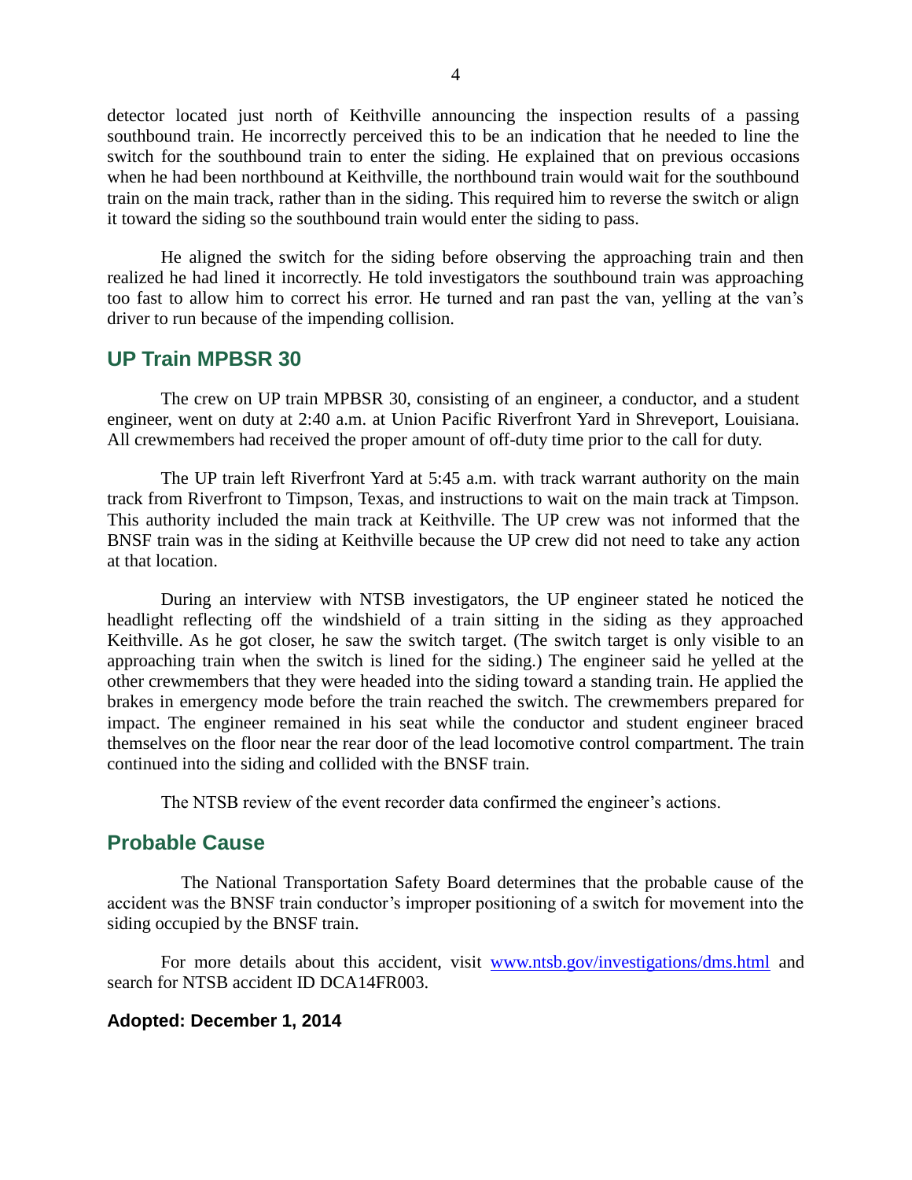detector located just north of Keithville announcing the inspection results of a passing southbound train. He incorrectly perceived this to be an indication that he needed to line the switch for the southbound train to enter the siding. He explained that on previous occasions when he had been northbound at Keithville, the northbound train would wait for the southbound train on the main track, rather than in the siding. This required him to reverse the switch or align it toward the siding so the southbound train would enter the siding to pass.

He aligned the switch for the siding before observing the approaching train and then realized he had lined it incorrectly. He told investigators the southbound train was approaching too fast to allow him to correct his error. He turned and ran past the van, yelling at the van's driver to run because of the impending collision.

## UP Train MPBSR 30

The crew on UP train MPBSR 30, consisting of an engineer, a conductor, and a student engineer, went on duty at 2:40 a.m. at Union Pacific Riverfront Yard in Shreveport, Louisiana. All crewmembers had received the proper amount of off-duty time prior to the call for duty.

The UP train left Riverfront Yard at 5:45 a.m. with track warrant authority on the main track from Riverfront to Timpson, Texas, and instructions to wait on the main track at Timpson. This authority included the main track at Keithville. The UP crew was not informed that the BNSF train was in the siding at Keithville because the UP crew did not need to take any action at that location.

During an interview with NTSB investigators, the UP engineer stated he noticed the headlight reflecting off the windshield of a train sitting in the siding as they approached Keithville. As he got closer, he saw the switch target. (The switch target is only visible to an approaching train when the switch is lined for the siding.) The engineer said he yelled at the other crewmembers that they were headed into the siding toward a standing train. He applied the brakes in emergency mode before the train reached the switch. The crewmembers prepared for impact. The engineer remained in his seat while the conductor and student engineer braced themselves on the floor near the rear door of the lead locomotive control compartment. The train continued into the siding and collided with the BNSF train.

The NTSB review of the event recorder data confirmed the engineer's actions.

## Probable Cause

The National Transportation Safety Board determines that the probable cause of the accident was the BNSF train conductor's improper positioning of a switch for movement into the siding occupied by the BNSF train.

For more details about this accident, visit [www.ntsb.gov/investigations/dms.html](www.ntsb.gov/investigations/dms.html) and search for NTSB accident ID DCA14FR003.

**Adopted: December 1, 2014**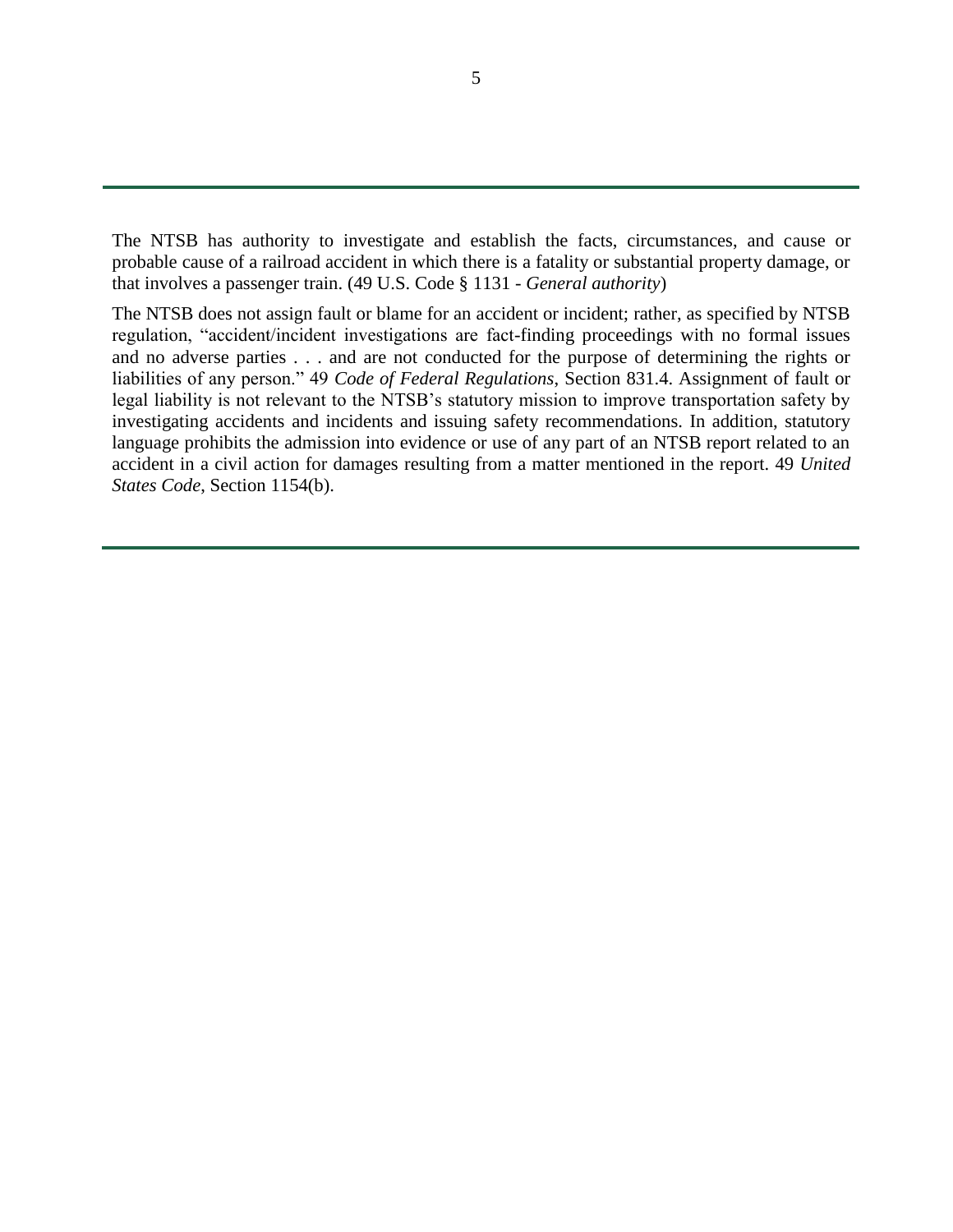The NTSB has authority to investigate and establish the facts, circumstances, and cause or probable cause of a railroad accident in which there is a fatality or substantial property damage, or that involves a passenger train. (49 U.S. Code § 1131 - *General authority*)

The NTSB does not assign fault or blame for an accident or incident; rather, as specified by NTSB regulation, "accident/incident investigations are fact-finding proceedings with no formal issues and no adverse parties . . . and are not conducted for the purpose of determining the rights or liabilities of any person." 49 *Code of Federal Regulations*, Section 831.4. Assignment of fault or legal liability is not relevant to the NTSB's statutory mission to improve transportation safety by investigating accidents and incidents and issuing safety recommendations. In addition, statutory language prohibits the admission into evidence or use of any part of an NTSB report related to an accident in a civil action for damages resulting from a matter mentioned in the report. 49 *United States Code*, Section 1154(b).